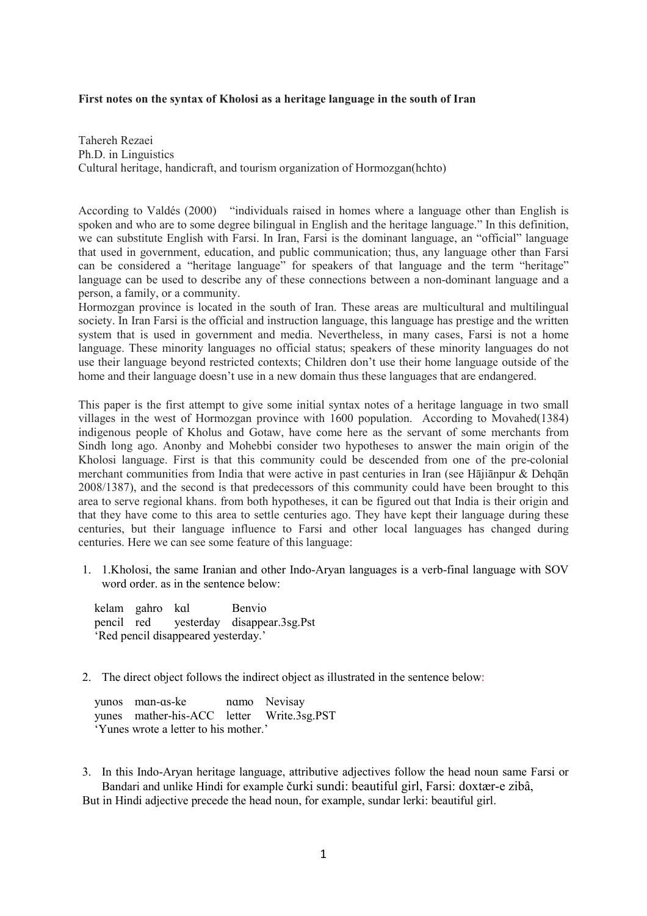**First notes on the syntax of Kholosi as a heritage language in the south of Iran**

Tahereh Rezaei
Ph.D. in Linguistics
Cultural heritage, handicraft, and tourism organization of Hormozgan(hchto)

According to Valdés (2000) "individuals raised in homes where a language other than English is spoken and who are to some degree bilingual in English and the heritage language." In this definition, we can substitute English with Farsi. In Iran, Farsi is the dominant language, an "official" language that used in government, education, and public communication; thus, any language other than Farsi can be considered a "heritage language" for speakers of that language and the term "heritage" language can be used to describe any of these connections between a non-dominant language and a person, a family, or a community.
Hormozgan province is located in the south of Iran. These areas are multicultural and multilingual society. In Iran Farsi is the official and instruction language, this language has prestige and the written system that is used in government and media. Nevertheless, in many cases, Farsi is not a home language. These minority languages no official status; speakers of these minority languages do not use their language beyond restricted contexts; Children don't use their home language outside of the home and their language doesn't use in a new domain thus these languages that are endangered.

This paper is the first attempt to give some initial syntax notes of a heritage language in two small villages in the west of Hormozgan province with 1600 population. According to Movahed(1384) indigenous people of Kholus and Gotaw, have come here as the servant of some merchants from Sindh long ago. Anonby and Mohebbi consider two hypotheses to answer the main origin of the Kholosi language. First is that this community could be descended from one of the pre-colonial merchant communities from India that were active in past centuries in Iran (see Hājiānpur & Dehqān 2008/1387), and the second is that predecessors of this community could have been brought to this area to serve regional khans. from both hypotheses, it can be figured out that India is their origin and that they have come to this area to settle centuries ago. They have kept their language during these centuries, but their language influence to Farsi and other local languages has changed during centuries. Here we can see some feature of this language:

1. 1.Kholosi, the same Iranian and other Indo-Aryan languages is a verb-final language with SOV word order. as in the sentence below:

   kelam gahro kɑl Benvio
   pencil red yesterday disappear.3sg.Pst
   'Red pencil disappeared yesterday.'

2. The direct object follows the indirect object as illustrated in the sentence below:

   yunos mɑn-ɑs-ke nɑmo Nevisay
   yunes mather-his-ACC letter Write.3sg.PST
   'Yunes wrote a letter to his mother.'

3. In this Indo-Aryan heritage language, attributive adjectives follow the head noun same Farsi or Bandari and unlike Hindi for example čurki sundi: beautiful girl, Farsi: doxtær-e zibâ,

But in Hindi adjective precede the head noun, for example, sundar lerki: beautiful girl.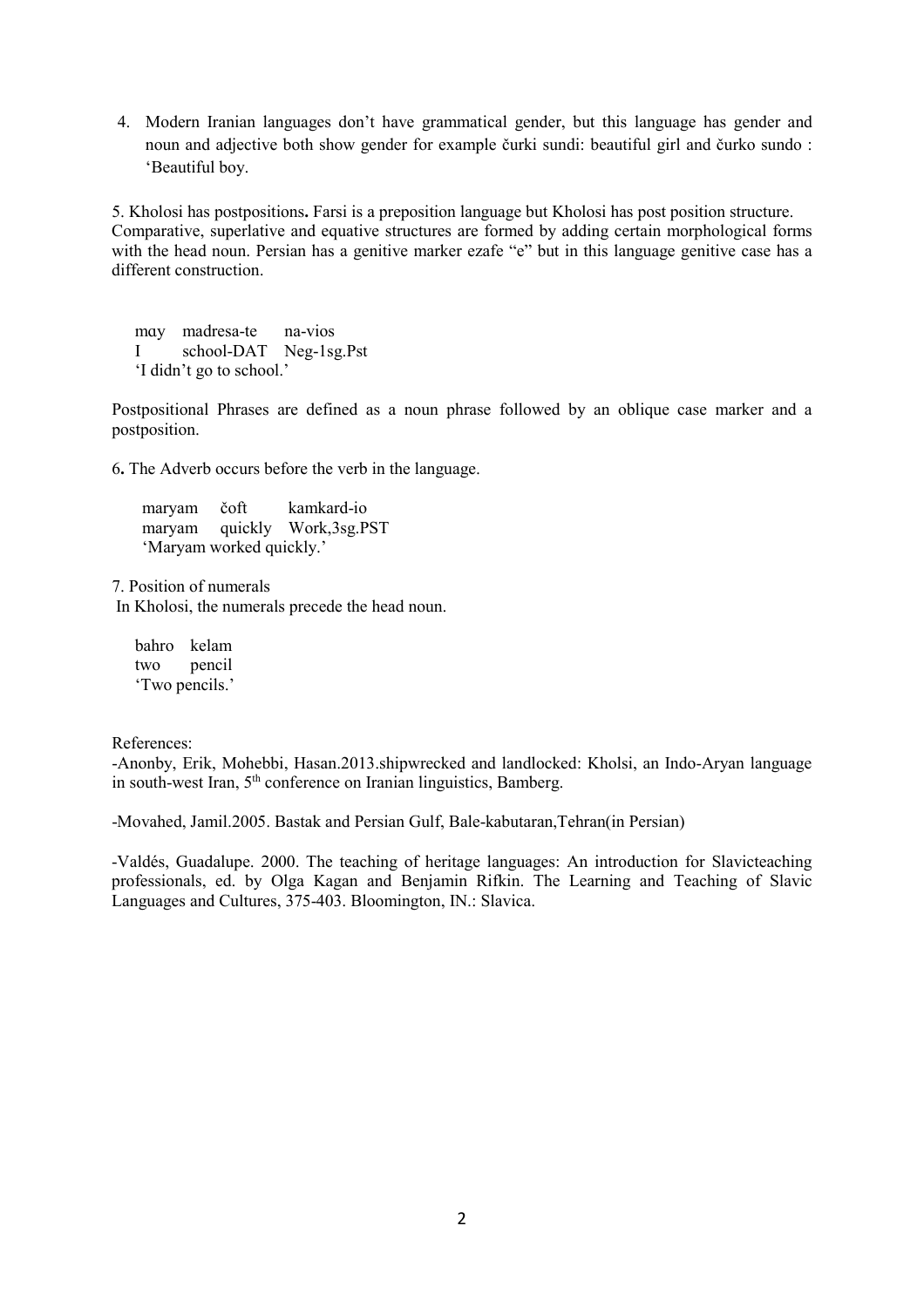4. Modern Iranian languages don't have grammatical gender, but this language has gender and noun and adjective both show gender for example čurki sundi: beautiful girl and čurko sundo : 'Beautiful boy.

5. Kholosi has postpositions**.** Farsi is a preposition language but Kholosi has post position structure. Comparative, superlative and equative structures are formed by adding certain morphological forms with the head noun. Persian has a genitive marker ezafe "e" but in this language genitive case has a different construction.

| | | |
|---|---|---|
| mɑy | madresa-te | na-vios |
| I | school-DAT | Neg-1sg.Pst |

'I didn't go to school.'

Postpositional Phrases are defined as a noun phrase followed by an oblique case marker and a postposition.

6**.** The Adverb occurs before the verb in the language.

| | | |
|---|---|---|
| maryam | čoft | kamkard-io |
| maryam | quickly | Work,3sg.PST |

'Maryam worked quickly.'

7. Position of numerals

In Kholosi, the numerals precede the head noun.

| | |
|---|---|
| bahro | kelam |
| two | pencil |

'Two pencils.'

References:

-Anonby, Erik, Mohebbi, Hasan.2013.shipwrecked and landlocked: Kholsi, an Indo-Aryan language in south-west Iran, 5th conference on Iranian linguistics, Bamberg.

-Movahed, Jamil.2005. Bastak and Persian Gulf, Bale-kabutaran,Tehran(in Persian)

-Valdés, Guadalupe. 2000. The teaching of heritage languages: An introduction for Slavicteaching professionals, ed. by Olga Kagan and Benjamin Rifkin. The Learning and Teaching of Slavic Languages and Cultures, 375-403. Bloomington, IN.: Slavica.